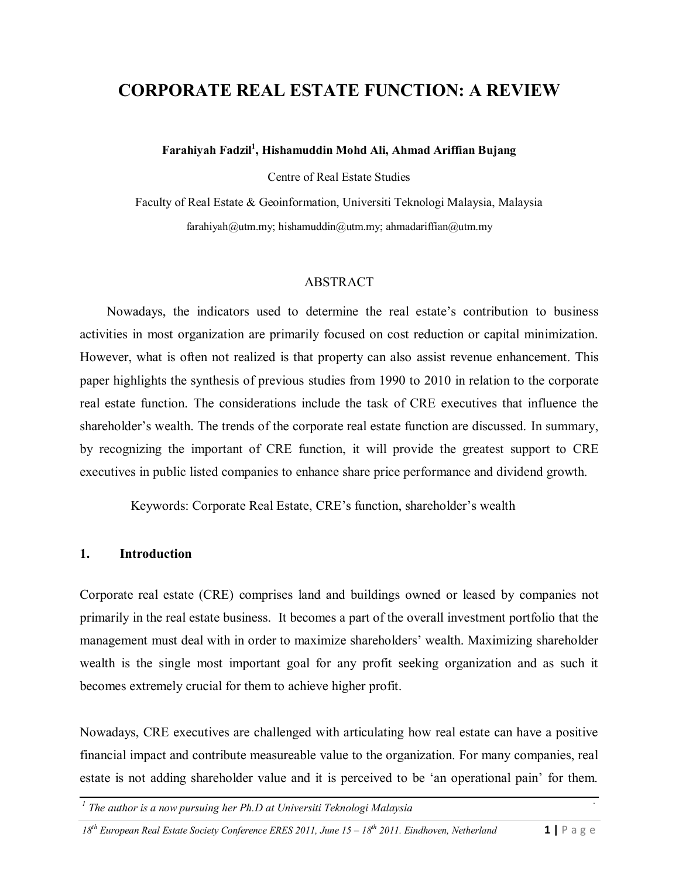# CORPORATE REAL ESTATE FUNCTION: A REVIEW

**Farahiyah Fadzil[1], Hishamuddin Mohd Ali, Ahmad Ariffian Bujang**

Centre of Real Estate Studies

Faculty of Real Estate & Geoinformation, Universiti Teknologi Malaysia, Malaysia

farahiyah@utm.my; hishamuddin@utm.my; ahmadariffian@utm.my

## ABSTRACT

Nowadays, the indicators used to determine the real estate's contribution to business activities in most organization are primarily focused on cost reduction or capital minimization. However, what is often not realized is that property can also assist revenue enhancement. This paper highlights the synthesis of previous studies from 1990 to 2010 in relation to the corporate real estate function. The considerations include the task of CRE executives that influence the shareholder's wealth. The trends of the corporate real estate function are discussed. In summary, by recognizing the important of CRE function, it will provide the greatest support to CRE executives in public listed companies to enhance share price performance and dividend growth.

Keywords: Corporate Real Estate, CRE's function, shareholder's wealth

## 1. Introduction

Corporate real estate (CRE) comprises land and buildings owned or leased by companies not primarily in the real estate business. It becomes a part of the overall investment portfolio that the management must deal with in order to maximize shareholders' wealth. Maximizing shareholder wealth is the single most important goal for any profit seeking organization and as such it becomes extremely crucial for them to achieve higher profit.

Nowadays, CRE executives are challenged with articulating how real estate can have a positive financial impact and contribute measureable value to the organization. For many companies, real estate is not adding shareholder value and it is perceived to be 'an operational pain' for them.

[1] *The author is a now pursuing her Ph.D at Universiti Teknologi Malaysia*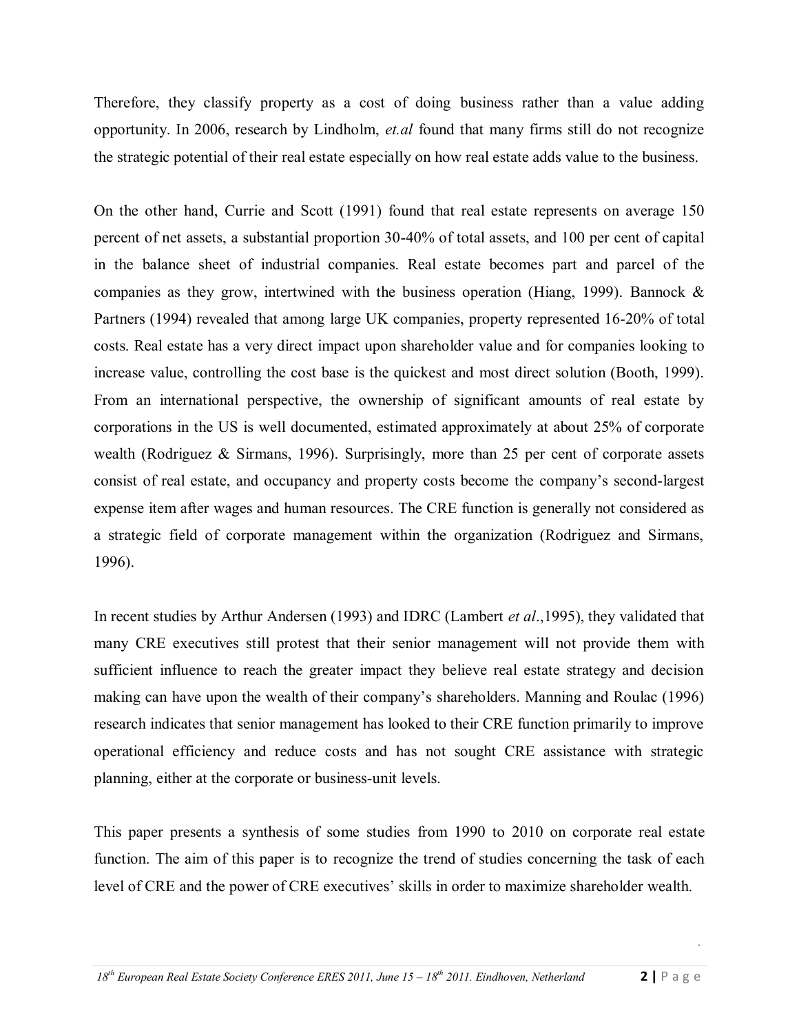Therefore, they classify property as a cost of doing business rather than a value adding opportunity. In 2006, research by Lindholm, *et.al* found that many firms still do not recognize the strategic potential of their real estate especially on how real estate adds value to the business.

On the other hand, Currie and Scott (1991) found that real estate represents on average 150 percent of net assets, a substantial proportion 30-40% of total assets, and 100 per cent of capital in the balance sheet of industrial companies. Real estate becomes part and parcel of the companies as they grow, intertwined with the business operation (Hiang, 1999). Bannock & Partners (1994) revealed that among large UK companies, property represented 16-20% of total costs. Real estate has a very direct impact upon shareholder value and for companies looking to increase value, controlling the cost base is the quickest and most direct solution (Booth, 1999). From an international perspective, the ownership of significant amounts of real estate by corporations in the US is well documented, estimated approximately at about 25% of corporate wealth (Rodriguez & Sirmans, 1996). Surprisingly, more than 25 per cent of corporate assets consist of real estate, and occupancy and property costs become the company's second-largest expense item after wages and human resources. The CRE function is generally not considered as a strategic field of corporate management within the organization (Rodriguez and Sirmans, 1996).

In recent studies by Arthur Andersen (1993) and IDRC (Lambert *et al*.,1995), they validated that many CRE executives still protest that their senior management will not provide them with sufficient influence to reach the greater impact they believe real estate strategy and decision making can have upon the wealth of their company's shareholders. Manning and Roulac (1996) research indicates that senior management has looked to their CRE function primarily to improve operational efficiency and reduce costs and has not sought CRE assistance with strategic planning, either at the corporate or business-unit levels.

This paper presents a synthesis of some studies from 1990 to 2010 on corporate real estate function. The aim of this paper is to recognize the trend of studies concerning the task of each level of CRE and the power of CRE executives' skills in order to maximize shareholder wealth.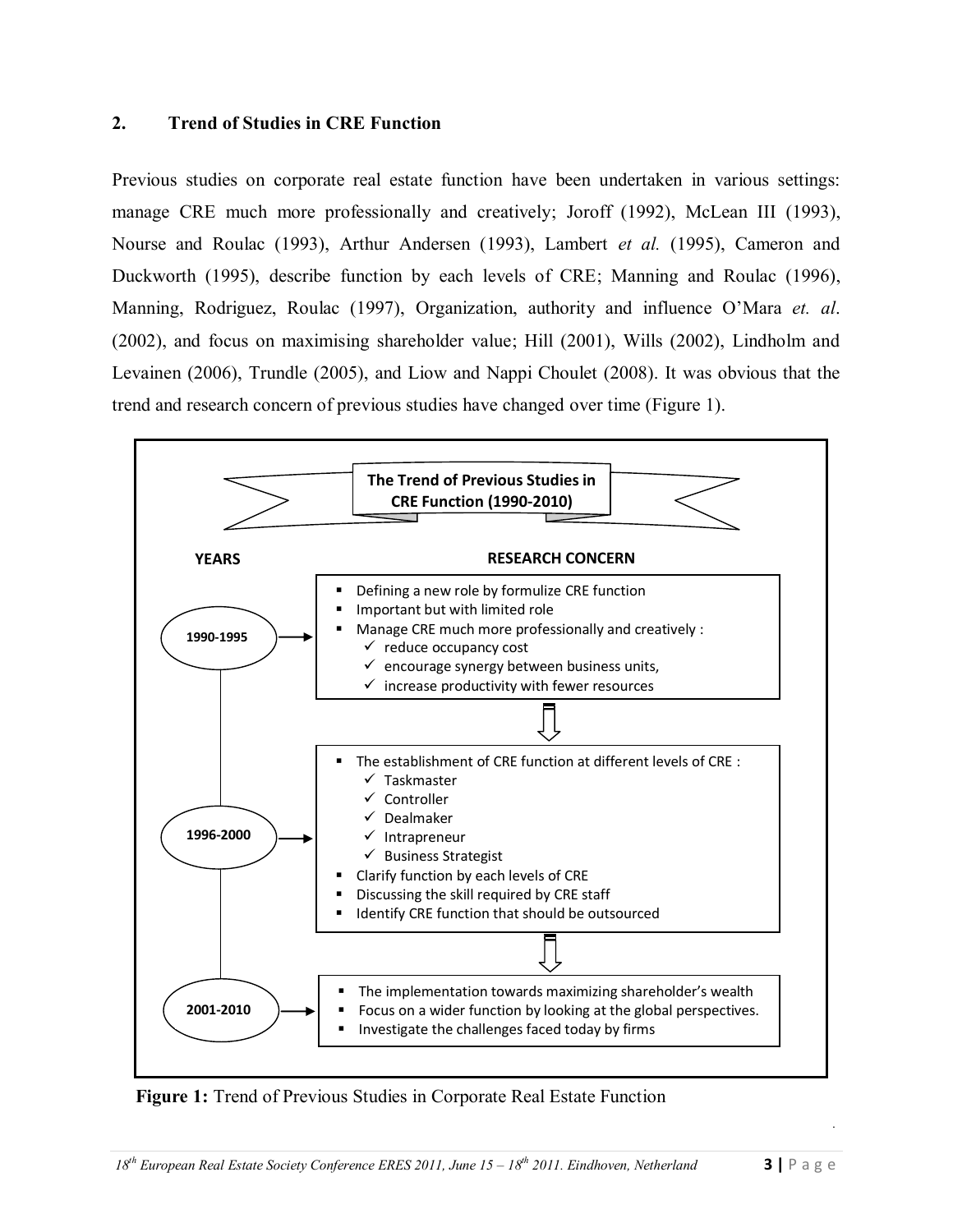## 2. Trend of Studies in CRE Function

Previous studies on corporate real estate function have been undertaken in various settings: manage CRE much more professionally and creatively; Joroff (1992), McLean III (1993), Nourse and Roulac (1993), Arthur Andersen (1993), Lambert *et al.* (1995), Cameron and Duckworth (1995), describe function by each levels of CRE; Manning and Roulac (1996), Manning, Rodriguez, Roulac (1997), Organization, authority and influence O'Mara *et. al*. (2002), and focus on maximising shareholder value; Hill (2001), Wills (2002), Lindholm and Levainen (2006), Trundle (2005), and Liow and Nappi Choulet (2008). It was obvious that the trend and research concern of previous studies have changed over time (Figure 1).

**The Trend of Previous Studies in CRE Function (1990-2010)**

| YEARS | RESEARCH CONCERN |
|---|---|
| 1990-1995 | ▪ Defining a new role by formulize CRE function<br>▪ Important but with limited role<br>▪ Manage CRE much more professionally and creatively :<br>✓ reduce occupancy cost<br>✓ encourage synergy between business units,<br>✓ increase productivity with fewer resources |
| 1996-2000 | ▪ The establishment of CRE function at different levels of CRE :<br>✓ Taskmaster<br>✓ Controller<br>✓ Dealmaker<br>✓ Intrapreneur<br>✓ Business Strategist<br>▪ Clarify function by each levels of CRE<br>▪ Discussing the skill required by CRE staff<br>▪ Identify CRE function that should be outsourced |
| 2001-2010 | ▪ The implementation towards maximizing shareholder's wealth<br>▪ Focus on a wider function by looking at the global perspectives.<br>▪ Investigate the challenges faced today by firms |

**Figure 1:** Trend of Previous Studies in Corporate Real Estate Function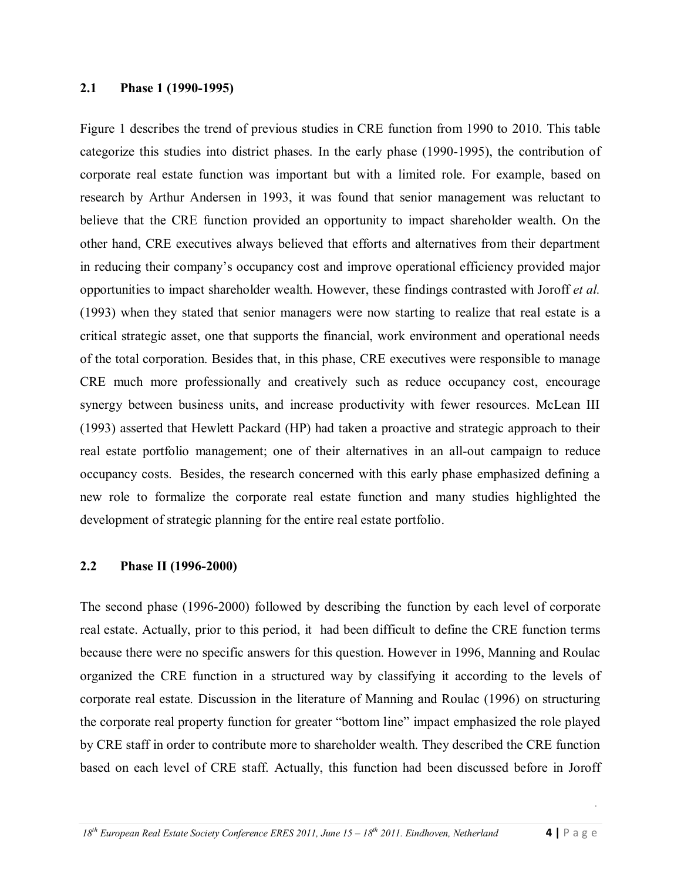### 2.1 Phase 1 (1990-1995)

Figure 1 describes the trend of previous studies in CRE function from 1990 to 2010. This table categorize this studies into district phases. In the early phase (1990-1995), the contribution of corporate real estate function was important but with a limited role. For example, based on research by Arthur Andersen in 1993, it was found that senior management was reluctant to believe that the CRE function provided an opportunity to impact shareholder wealth. On the other hand, CRE executives always believed that efforts and alternatives from their department in reducing their company's occupancy cost and improve operational efficiency provided major opportunities to impact shareholder wealth. However, these findings contrasted with Joroff *et al.* (1993) when they stated that senior managers were now starting to realize that real estate is a critical strategic asset, one that supports the financial, work environment and operational needs of the total corporation. Besides that, in this phase, CRE executives were responsible to manage CRE much more professionally and creatively such as reduce occupancy cost, encourage synergy between business units, and increase productivity with fewer resources. McLean III (1993) asserted that Hewlett Packard (HP) had taken a proactive and strategic approach to their real estate portfolio management; one of their alternatives in an all-out campaign to reduce occupancy costs. Besides, the research concerned with this early phase emphasized defining a new role to formalize the corporate real estate function and many studies highlighted the development of strategic planning for the entire real estate portfolio.

### 2.2 Phase II (1996-2000)

The second phase (1996-2000) followed by describing the function by each level of corporate real estate. Actually, prior to this period, it had been difficult to define the CRE function terms because there were no specific answers for this question. However in 1996, Manning and Roulac organized the CRE function in a structured way by classifying it according to the levels of corporate real estate. Discussion in the literature of Manning and Roulac (1996) on structuring the corporate real property function for greater "bottom line" impact emphasized the role played by CRE staff in order to contribute more to shareholder wealth. They described the CRE function based on each level of CRE staff. Actually, this function had been discussed before in Joroff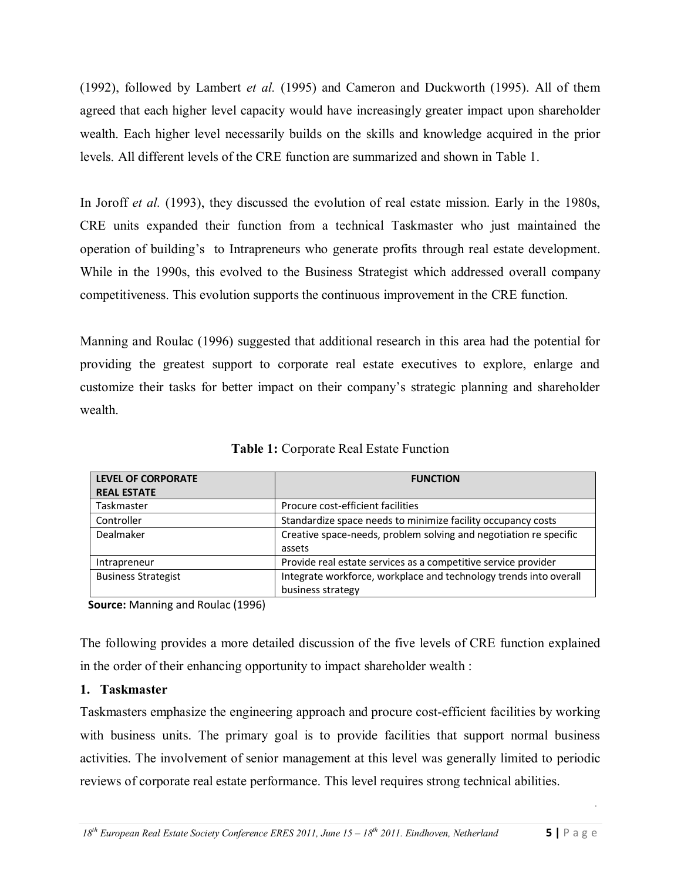(1992), followed by Lambert *et al.* (1995) and Cameron and Duckworth (1995). All of them agreed that each higher level capacity would have increasingly greater impact upon shareholder wealth. Each higher level necessarily builds on the skills and knowledge acquired in the prior levels. All different levels of the CRE function are summarized and shown in Table 1.

In Joroff *et al.* (1993), they discussed the evolution of real estate mission. Early in the 1980s, CRE units expanded their function from a technical Taskmaster who just maintained the operation of building's to Intrapreneurs who generate profits through real estate development. While in the 1990s, this evolved to the Business Strategist which addressed overall company competitiveness. This evolution supports the continuous improvement in the CRE function.

Manning and Roulac (1996) suggested that additional research in this area had the potential for providing the greatest support to corporate real estate executives to explore, enlarge and customize their tasks for better impact on their company's strategic planning and shareholder wealth.

**Table 1:** Corporate Real Estate Function

| LEVEL OF CORPORATE REAL ESTATE | FUNCTION |
|---|---|
| Taskmaster | Procure cost-efficient facilities |
| Controller | Standardize space needs to minimize facility occupancy costs |
| Dealmaker | Creative space-needs, problem solving and negotiation re specific assets |
| Intrapreneur | Provide real estate services as a competitive service provider |
| Business Strategist | Integrate workforce, workplace and technology trends into overall business strategy |

**Source:** Manning and Roulac (1996)

The following provides a more detailed discussion of the five levels of CRE function explained in the order of their enhancing opportunity to impact shareholder wealth :

**1. Taskmaster**

Taskmasters emphasize the engineering approach and procure cost-efficient facilities by working with business units. The primary goal is to provide facilities that support normal business activities. The involvement of senior management at this level was generally limited to periodic reviews of corporate real estate performance. This level requires strong technical abilities.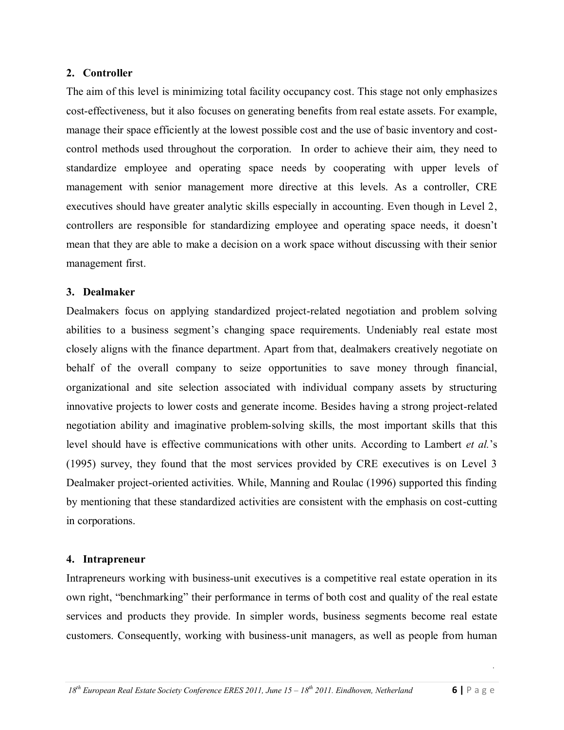### 2. Controller

The aim of this level is minimizing total facility occupancy cost. This stage not only emphasizes cost-effectiveness, but it also focuses on generating benefits from real estate assets. For example, manage their space efficiently at the lowest possible cost and the use of basic inventory and cost-control methods used throughout the corporation. In order to achieve their aim, they need to standardize employee and operating space needs by cooperating with upper levels of management with senior management more directive at this levels. As a controller, CRE executives should have greater analytic skills especially in accounting. Even though in Level 2, controllers are responsible for standardizing employee and operating space needs, it doesn't mean that they are able to make a decision on a work space without discussing with their senior management first.

### 3. Dealmaker

Dealmakers focus on applying standardized project-related negotiation and problem solving abilities to a business segment's changing space requirements. Undeniably real estate most closely aligns with the finance department. Apart from that, dealmakers creatively negotiate on behalf of the overall company to seize opportunities to save money through financial, organizational and site selection associated with individual company assets by structuring innovative projects to lower costs and generate income. Besides having a strong project-related negotiation ability and imaginative problem-solving skills, the most important skills that this level should have is effective communications with other units. According to Lambert *et al.*'s (1995) survey, they found that the most services provided by CRE executives is on Level 3 Dealmaker project-oriented activities. While, Manning and Roulac (1996) supported this finding by mentioning that these standardized activities are consistent with the emphasis on cost-cutting in corporations.

### 4. Intrapreneur

Intrapreneurs working with business-unit executives is a competitive real estate operation in its own right, "benchmarking" their performance in terms of both cost and quality of the real estate services and products they provide. In simpler words, business segments become real estate customers. Consequently, working with business-unit managers, as well as people from human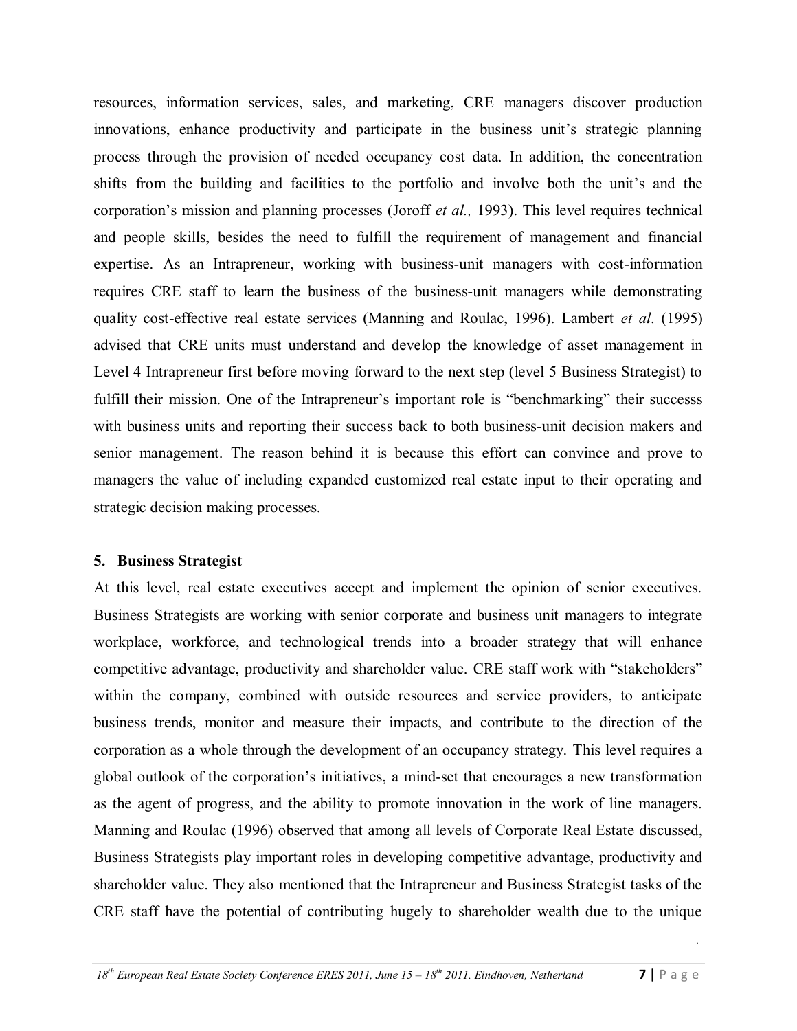resources, information services, sales, and marketing, CRE managers discover production innovations, enhance productivity and participate in the business unit's strategic planning process through the provision of needed occupancy cost data. In addition, the concentration shifts from the building and facilities to the portfolio and involve both the unit's and the corporation's mission and planning processes (Joroff *et al.,* 1993). This level requires technical and people skills, besides the need to fulfill the requirement of management and financial expertise. As an Intrapreneur, working with business-unit managers with cost-information requires CRE staff to learn the business of the business-unit managers while demonstrating quality cost-effective real estate services (Manning and Roulac, 1996). Lambert *et al*. (1995) advised that CRE units must understand and develop the knowledge of asset management in Level 4 Intrapreneur first before moving forward to the next step (level 5 Business Strategist) to fulfill their mission. One of the Intrapreneur's important role is "benchmarking" their successs with business units and reporting their success back to both business-unit decision makers and senior management. The reason behind it is because this effort can convince and prove to managers the value of including expanded customized real estate input to their operating and strategic decision making processes.

**5. Business Strategist**

At this level, real estate executives accept and implement the opinion of senior executives. Business Strategists are working with senior corporate and business unit managers to integrate workplace, workforce, and technological trends into a broader strategy that will enhance competitive advantage, productivity and shareholder value. CRE staff work with "stakeholders" within the company, combined with outside resources and service providers, to anticipate business trends, monitor and measure their impacts, and contribute to the direction of the corporation as a whole through the development of an occupancy strategy. This level requires a global outlook of the corporation's initiatives, a mind-set that encourages a new transformation as the agent of progress, and the ability to promote innovation in the work of line managers. Manning and Roulac (1996) observed that among all levels of Corporate Real Estate discussed, Business Strategists play important roles in developing competitive advantage, productivity and shareholder value. They also mentioned that the Intrapreneur and Business Strategist tasks of the CRE staff have the potential of contributing hugely to shareholder wealth due to the unique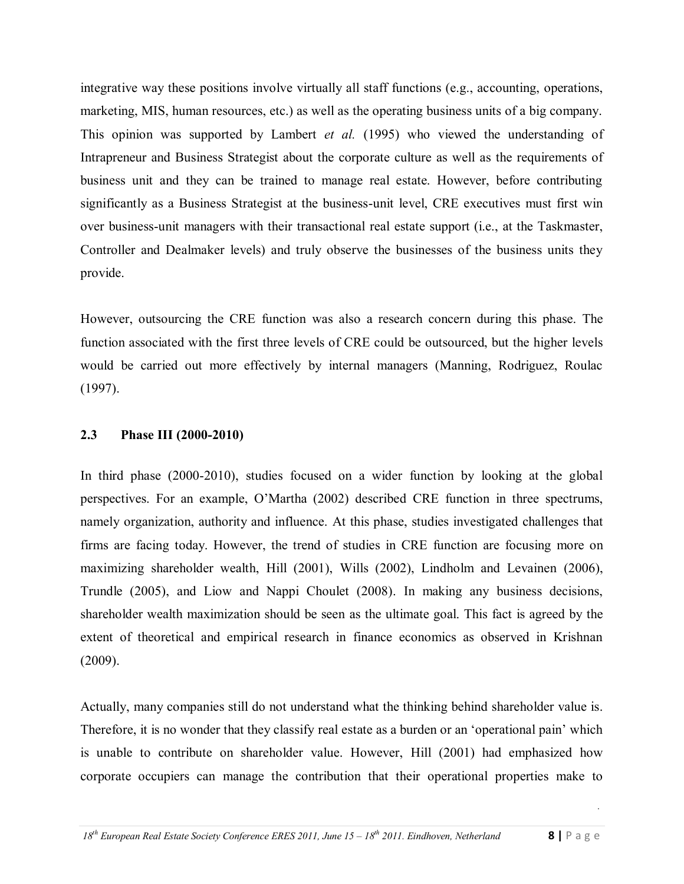integrative way these positions involve virtually all staff functions (e.g., accounting, operations, marketing, MIS, human resources, etc.) as well as the operating business units of a big company. This opinion was supported by Lambert *et al.* (1995) who viewed the understanding of Intrapreneur and Business Strategist about the corporate culture as well as the requirements of business unit and they can be trained to manage real estate. However, before contributing significantly as a Business Strategist at the business-unit level, CRE executives must first win over business-unit managers with their transactional real estate support (i.e., at the Taskmaster, Controller and Dealmaker levels) and truly observe the businesses of the business units they provide.

However, outsourcing the CRE function was also a research concern during this phase. The function associated with the first three levels of CRE could be outsourced, but the higher levels would be carried out more effectively by internal managers (Manning, Rodriguez, Roulac (1997).

## 2.3 Phase III (2000-2010)

In third phase (2000-2010), studies focused on a wider function by looking at the global perspectives. For an example, O'Martha (2002) described CRE function in three spectrums, namely organization, authority and influence. At this phase, studies investigated challenges that firms are facing today. However, the trend of studies in CRE function are focusing more on maximizing shareholder wealth, Hill (2001), Wills (2002), Lindholm and Levainen (2006), Trundle (2005), and Liow and Nappi Choulet (2008). In making any business decisions, shareholder wealth maximization should be seen as the ultimate goal. This fact is agreed by the extent of theoretical and empirical research in finance economics as observed in Krishnan (2009).

Actually, many companies still do not understand what the thinking behind shareholder value is. Therefore, it is no wonder that they classify real estate as a burden or an 'operational pain' which is unable to contribute on shareholder value. However, Hill (2001) had emphasized how corporate occupiers can manage the contribution that their operational properties make to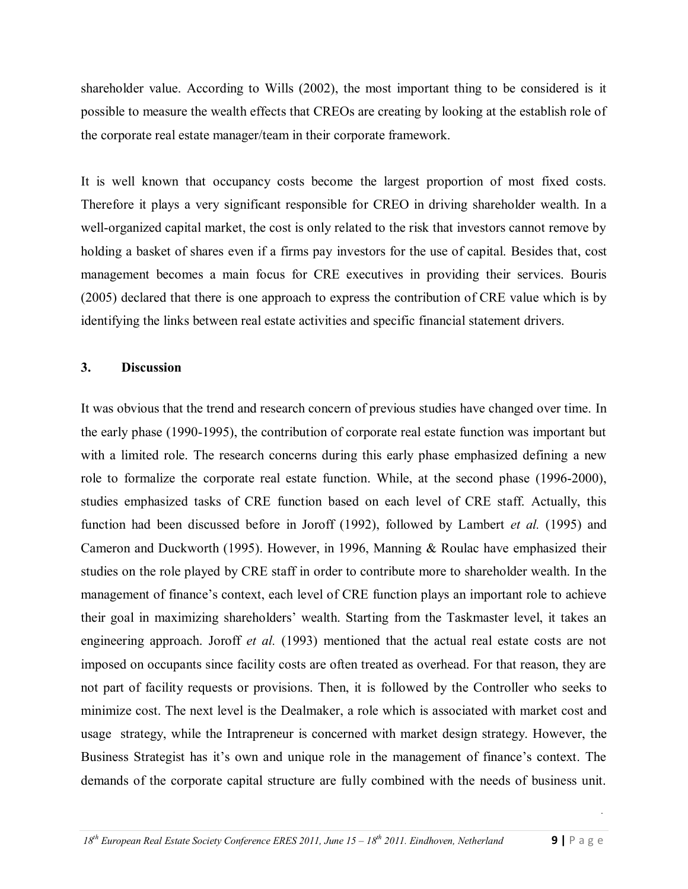shareholder value. According to Wills (2002), the most important thing to be considered is it possible to measure the wealth effects that CREOs are creating by looking at the establish role of the corporate real estate manager/team in their corporate framework.

It is well known that occupancy costs become the largest proportion of most fixed costs. Therefore it plays a very significant responsible for CREO in driving shareholder wealth. In a well-organized capital market, the cost is only related to the risk that investors cannot remove by holding a basket of shares even if a firms pay investors for the use of capital. Besides that, cost management becomes a main focus for CRE executives in providing their services. Bouris (2005) declared that there is one approach to express the contribution of CRE value which is by identifying the links between real estate activities and specific financial statement drivers.

## 3. Discussion

It was obvious that the trend and research concern of previous studies have changed over time. In the early phase (1990-1995), the contribution of corporate real estate function was important but with a limited role. The research concerns during this early phase emphasized defining a new role to formalize the corporate real estate function. While, at the second phase (1996-2000), studies emphasized tasks of CRE function based on each level of CRE staff. Actually, this function had been discussed before in Joroff (1992), followed by Lambert *et al.* (1995) and Cameron and Duckworth (1995). However, in 1996, Manning & Roulac have emphasized their studies on the role played by CRE staff in order to contribute more to shareholder wealth. In the management of finance's context, each level of CRE function plays an important role to achieve their goal in maximizing shareholders' wealth. Starting from the Taskmaster level, it takes an engineering approach. Joroff *et al.* (1993) mentioned that the actual real estate costs are not imposed on occupants since facility costs are often treated as overhead. For that reason, they are not part of facility requests or provisions. Then, it is followed by the Controller who seeks to minimize cost. The next level is the Dealmaker, a role which is associated with market cost and usage strategy, while the Intrapreneur is concerned with market design strategy. However, the Business Strategist has it's own and unique role in the management of finance's context. The demands of the corporate capital structure are fully combined with the needs of business unit.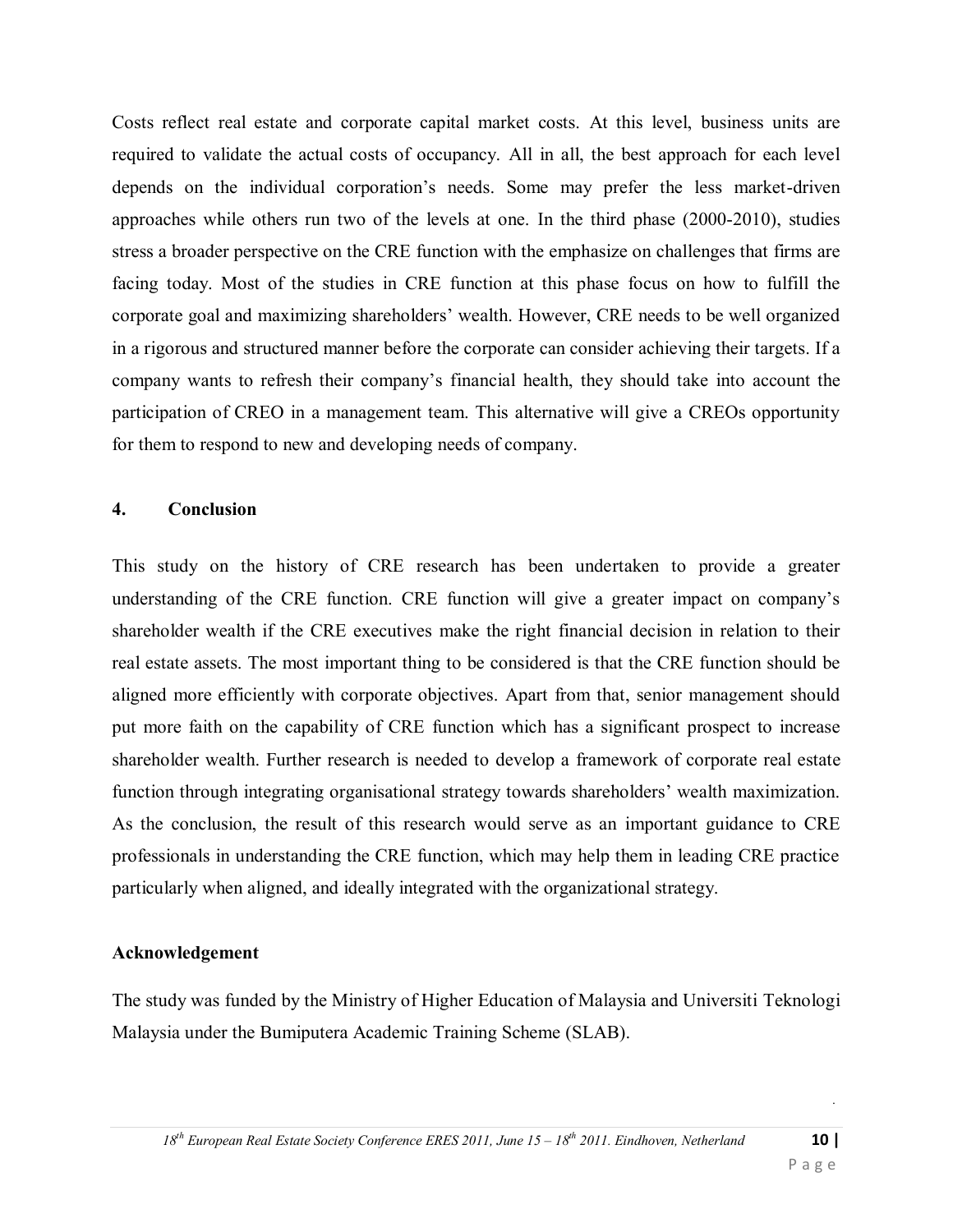Costs reflect real estate and corporate capital market costs. At this level, business units are required to validate the actual costs of occupancy. All in all, the best approach for each level depends on the individual corporation's needs. Some may prefer the less market-driven approaches while others run two of the levels at one. In the third phase (2000-2010), studies stress a broader perspective on the CRE function with the emphasize on challenges that firms are facing today. Most of the studies in CRE function at this phase focus on how to fulfill the corporate goal and maximizing shareholders' wealth. However, CRE needs to be well organized in a rigorous and structured manner before the corporate can consider achieving their targets. If a company wants to refresh their company's financial health, they should take into account the participation of CREO in a management team. This alternative will give a CREOs opportunity for them to respond to new and developing needs of company.

## 4. Conclusion

This study on the history of CRE research has been undertaken to provide a greater understanding of the CRE function. CRE function will give a greater impact on company's shareholder wealth if the CRE executives make the right financial decision in relation to their real estate assets. The most important thing to be considered is that the CRE function should be aligned more efficiently with corporate objectives. Apart from that, senior management should put more faith on the capability of CRE function which has a significant prospect to increase shareholder wealth. Further research is needed to develop a framework of corporate real estate function through integrating organisational strategy towards shareholders' wealth maximization. As the conclusion, the result of this research would serve as an important guidance to CRE professionals in understanding the CRE function, which may help them in leading CRE practice particularly when aligned, and ideally integrated with the organizational strategy.

## Acknowledgement

The study was funded by the Ministry of Higher Education of Malaysia and Universiti Teknologi Malaysia under the Bumiputera Academic Training Scheme (SLAB).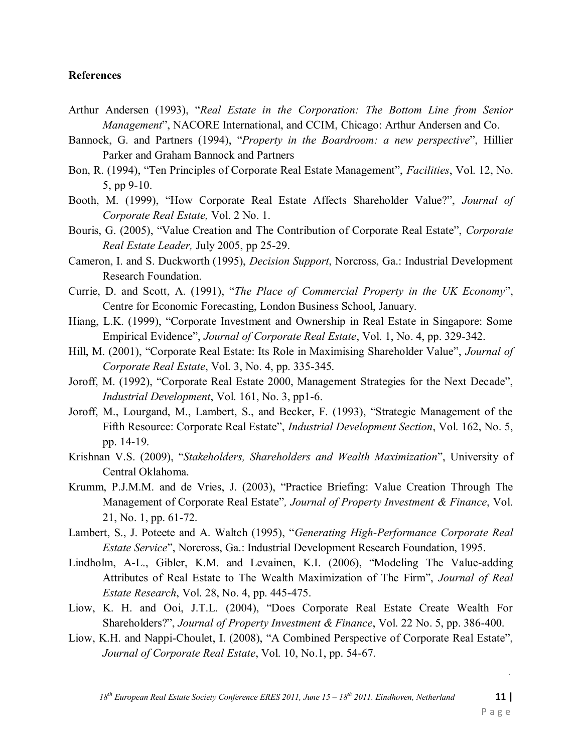**References**

Arthur Andersen (1993), "*Real Estate in the Corporation: The Bottom Line from Senior Management*", NACORE International, and CCIM, Chicago: Arthur Andersen and Co.

Bannock, G. and Partners (1994), "*Property in the Boardroom: a new perspective*", Hillier Parker and Graham Bannock and Partners

Bon, R. (1994), "Ten Principles of Corporate Real Estate Management", *Facilities*, Vol. 12, No. 5, pp 9-10.

Booth, M. (1999), "How Corporate Real Estate Affects Shareholder Value?", *Journal of Corporate Real Estate,* Vol. 2 No. 1.

Bouris, G. (2005), "Value Creation and The Contribution of Corporate Real Estate", *Corporate Real Estate Leader,* July 2005, pp 25-29.

Cameron, I. and S. Duckworth (1995), *Decision Support*, Norcross, Ga.: Industrial Development Research Foundation.

Currie, D. and Scott, A. (1991), "*The Place of Commercial Property in the UK Economy*", Centre for Economic Forecasting, London Business School, January.

Hiang, L.K. (1999), "Corporate Investment and Ownership in Real Estate in Singapore: Some Empirical Evidence", *Journal of Corporate Real Estate*, Vol. 1, No. 4, pp. 329-342.

Hill, M. (2001), "Corporate Real Estate: Its Role in Maximising Shareholder Value", *Journal of Corporate Real Estate*, Vol. 3, No. 4, pp. 335-345.

Joroff, M. (1992), "Corporate Real Estate 2000, Management Strategies for the Next Decade", *Industrial Development*, Vol. 161, No. 3, pp1-6.

Joroff, M., Lourgand, M., Lambert, S., and Becker, F. (1993), "Strategic Management of the Fifth Resource: Corporate Real Estate", *Industrial Development Section*, Vol. 162, No. 5, pp. 14-19.

Krishnan V.S. (2009), "*Stakeholders, Shareholders and Wealth Maximization*", University of Central Oklahoma.

Krumm, P.J.M.M. and de Vries, J. (2003), "Practice Briefing: Value Creation Through The Management of Corporate Real Estate"*, Journal of Property Investment & Finance*, Vol. 21, No. 1, pp. 61-72.

Lambert, S., J. Poteete and A. Waltch (1995), "*Generating High-Performance Corporate Real Estate Service*", Norcross, Ga.: Industrial Development Research Foundation, 1995.

Lindholm, A-L., Gibler, K.M. and Levainen, K.I. (2006), "Modeling The Value-adding Attributes of Real Estate to The Wealth Maximization of The Firm", *Journal of Real Estate Research*, Vol. 28, No. 4, pp. 445-475.

Liow, K. H. and Ooi, J.T.L. (2004), "Does Corporate Real Estate Create Wealth For Shareholders?", *Journal of Property Investment & Finance*, Vol. 22 No. 5, pp. 386-400.

Liow, K.H. and Nappi-Choulet, I. (2008), "A Combined Perspective of Corporate Real Estate", *Journal of Corporate Real Estate*, Vol. 10, No.1, pp. 54-67.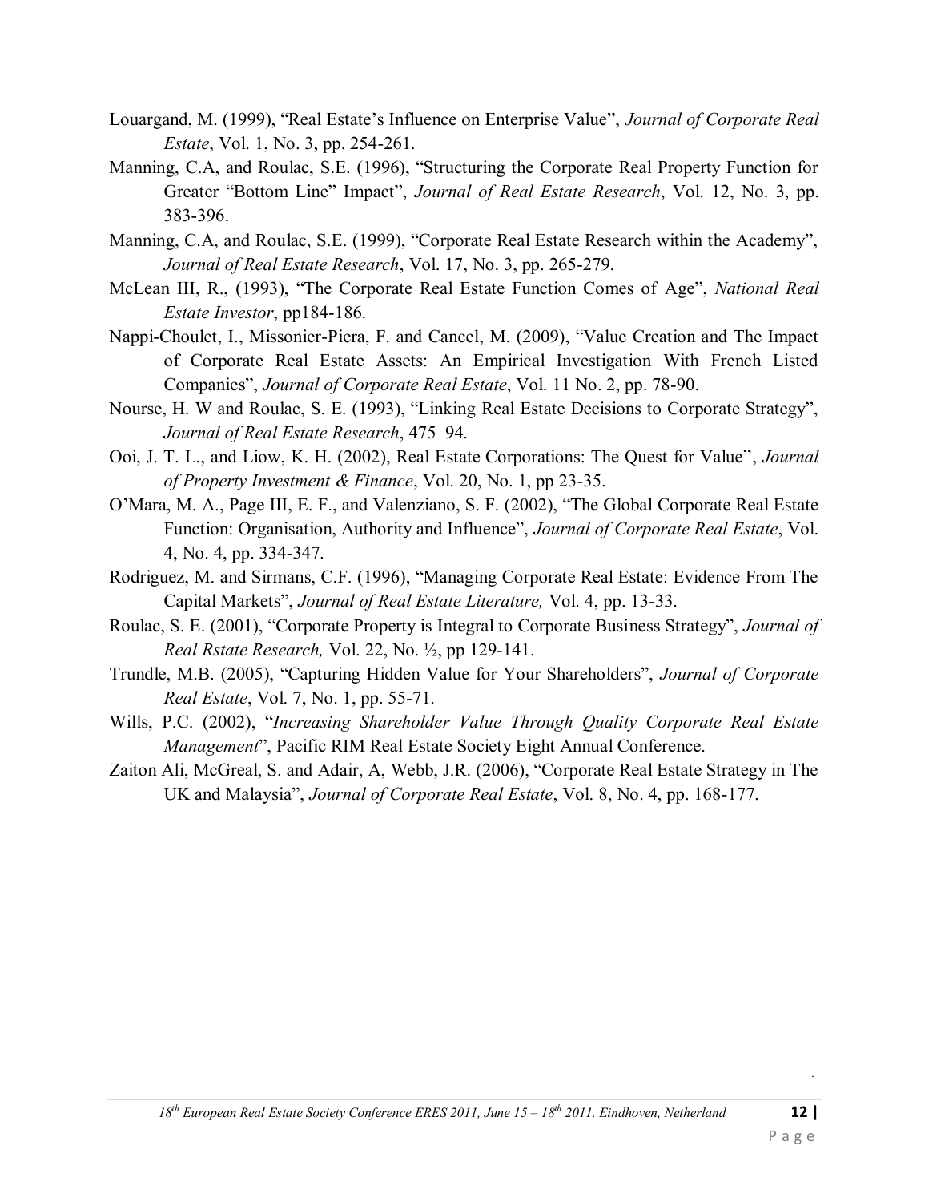Louargand, M. (1999), "Real Estate's Influence on Enterprise Value", *Journal of Corporate Real Estate*, Vol. 1, No. 3, pp. 254-261.

Manning, C.A, and Roulac, S.E. (1996), "Structuring the Corporate Real Property Function for Greater "Bottom Line" Impact", *Journal of Real Estate Research*, Vol. 12, No. 3, pp. 383-396.

Manning, C.A, and Roulac, S.E. (1999), "Corporate Real Estate Research within the Academy", *Journal of Real Estate Research*, Vol. 17, No. 3, pp. 265-279.

McLean III, R., (1993), "The Corporate Real Estate Function Comes of Age", *National Real Estate Investor*, pp184-186.

Nappi-Choulet, I., Missonier-Piera, F. and Cancel, M. (2009), "Value Creation and The Impact of Corporate Real Estate Assets: An Empirical Investigation With French Listed Companies", *Journal of Corporate Real Estate*, Vol. 11 No. 2, pp. 78-90.

Nourse, H. W and Roulac, S. E. (1993), "Linking Real Estate Decisions to Corporate Strategy", *Journal of Real Estate Research*, 475–94.

Ooi, J. T. L., and Liow, K. H. (2002), Real Estate Corporations: The Quest for Value", *Journal of Property Investment & Finance*, Vol. 20, No. 1, pp 23-35.

O'Mara, M. A., Page III, E. F., and Valenziano, S. F. (2002), "The Global Corporate Real Estate Function: Organisation, Authority and Influence", *Journal of Corporate Real Estate*, Vol. 4, No. 4, pp. 334-347.

Rodriguez, M. and Sirmans, C.F. (1996), "Managing Corporate Real Estate: Evidence From The Capital Markets", *Journal of Real Estate Literature,* Vol. 4, pp. 13-33.

Roulac, S. E. (2001), "Corporate Property is Integral to Corporate Business Strategy", *Journal of Real Rstate Research,* Vol. 22, No. ½, pp 129-141.

Trundle, M.B. (2005), "Capturing Hidden Value for Your Shareholders", *Journal of Corporate Real Estate*, Vol. 7, No. 1, pp. 55-71.

Wills, P.C. (2002), "*Increasing Shareholder Value Through Quality Corporate Real Estate Management*", Pacific RIM Real Estate Society Eight Annual Conference.

Zaiton Ali, McGreal, S. and Adair, A, Webb, J.R. (2006), "Corporate Real Estate Strategy in The UK and Malaysia", *Journal of Corporate Real Estate*, Vol. 8, No. 4, pp. 168-177.